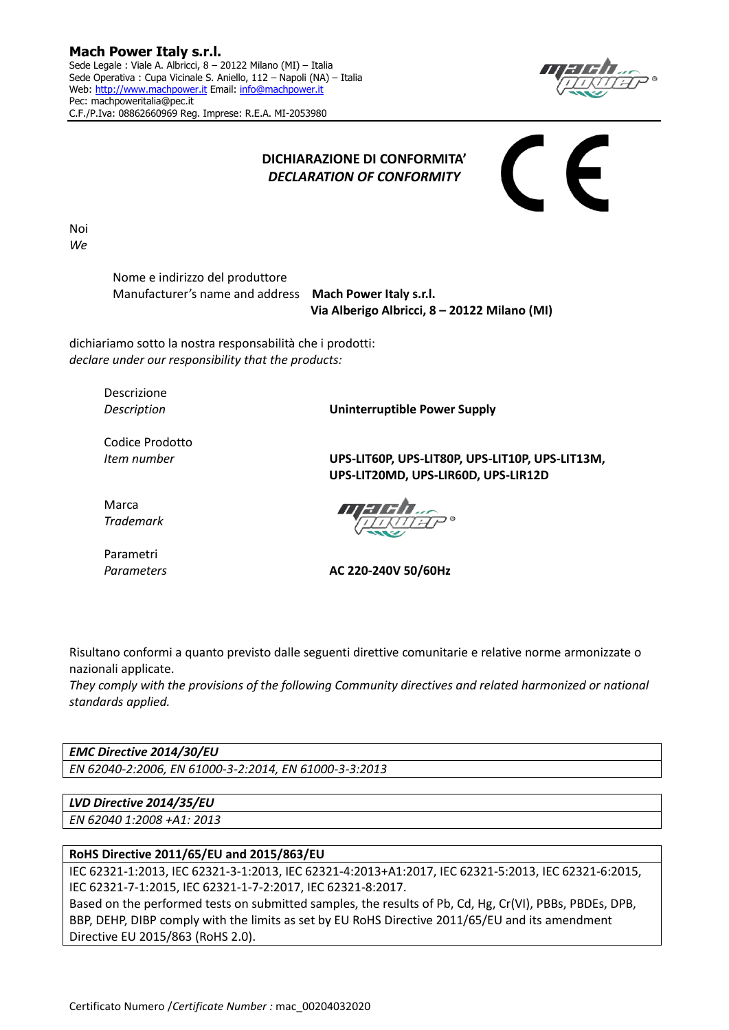**Mach Power Italy s.r.l.**
Sede Legale : Viale A. Albricci, 8 – 20122 Milano (MI) – Italia
Sede Operativa : Cupa Vicinale S. Aniello, 112 – Napoli (NA) – Italia
Web: http://www.machpower.it Email: info@machpower.it
Pec: machpoweritalia@pec.it
C.F./P.Iva: 08862660969 Reg. Imprese: R.E.A. MI-2053980

## DICHIARAZIONE DI CONFORMITA'
## *DECLARATION OF CONFORMITY*

Noi
*We*

Nome e indirizzo del produttore
Manufacturer's name and address **Mach Power Italy s.r.l.**
**Via Alberigo Albricci, 8 – 20122 Milano (MI)**

dichiariamo sotto la nostra responsabilità che i prodotti:
*declare under our responsibility that the products:*

Descrizione
*Description* **Uninterruptible Power Supply**

Codice Prodotto
*Item number* **UPS-LIT60P, UPS-LIT80P, UPS-LIT10P, UPS-LIT13M, UPS-LIT20MD, UPS-LIR60D, UPS-LIR12D**

Marca
*Trademark*

Parametri
*Parameters* **AC 220-240V 50/60Hz**

Risultano conformi a quanto previsto dalle seguenti direttive comunitarie e relative norme armonizzate o nazionali applicate.
*They comply with the provisions of the following Community directives and related harmonized or national standards applied.*

| ***EMC Directive 2014/30/EU*** |
|---|
| *EN 62040-2:2006, EN 61000-3-2:2014, EN 61000-3-3:2013* |

| ***LVD Directive 2014/35/EU*** |
|---|
| *EN 62040 1:2008 +A1: 2013* |

| **RoHS Directive 2011/65/EU and 2015/863/EU** |
|---|
| IEC 62321-1:2013, IEC 62321-3-1:2013, IEC 62321-4:2013+A1:2017, IEC 62321-5:2013, IEC 62321-6:2015, IEC 62321-7-1:2015, IEC 62321-1-7-2:2017, IEC 62321-8:2017. Based on the performed tests on submitted samples, the results of Pb, Cd, Hg, Cr(VI), PBBs, PBDEs, DPB, BBP, DEHP, DIBP comply with the limits as set by EU RoHS Directive 2011/65/EU and its amendment Directive EU 2015/863 (RoHS 2.0). |

Certificato Numero /*Certificate Number :* mac_00204032020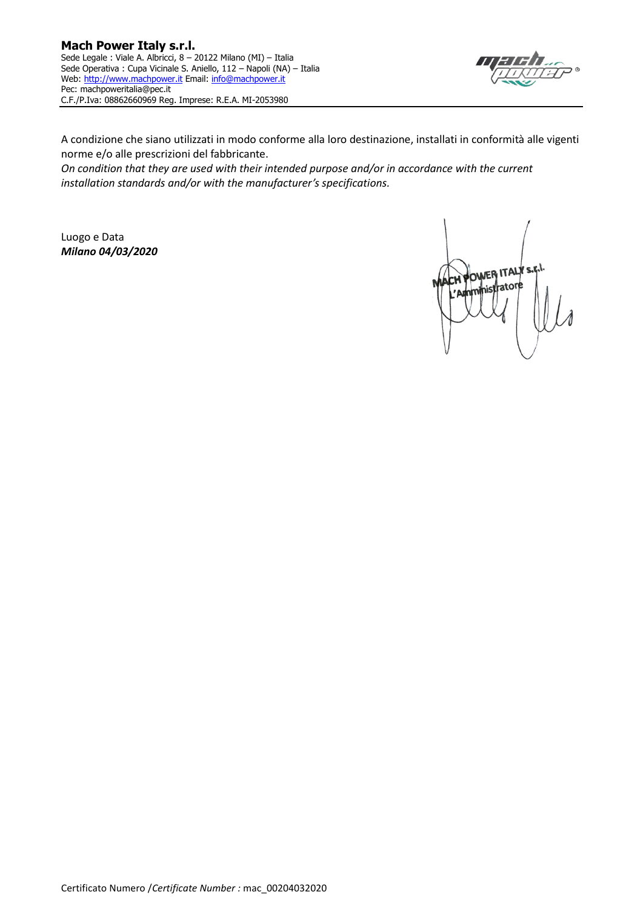A condizione che siano utilizzati in modo conforme alla loro destinazione, installati in conformità alle vigenti norme e/o alle prescrizioni del fabbricante.
*On condition that they are used with their intended purpose and/or in accordance with the current installation standards and/or with the manufacturer's specifications.*

Luogo e Data
***Milano 04/03/2020***

MACH POWER ITALY s.r.l.
L'Amministratore

Certificato Numero /*Certificate Number :* mac_00204032020